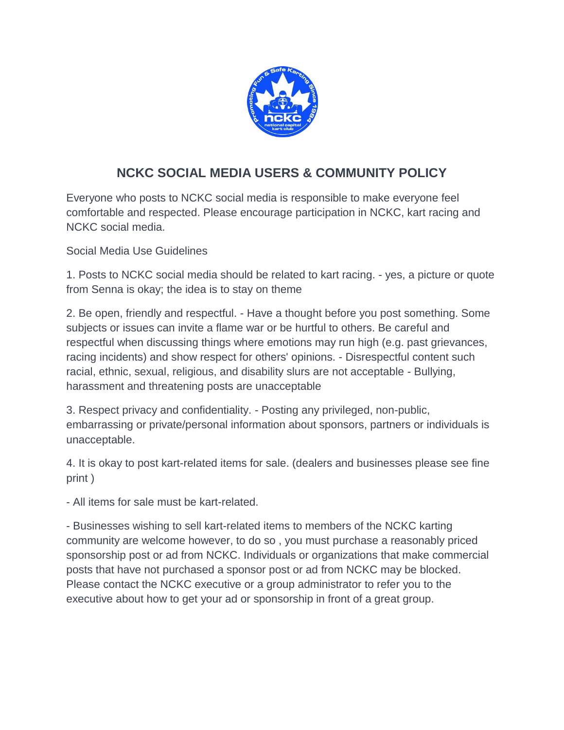# NCKC SOCIAL MEDIA USERS & COMMUNITY POLICY

Everyone who posts to NCKC social media is responsible to make everyone feel comfortable and respected. Please encourage participation in NCKC, kart racing and NCKC social media.

Social Media Use Guidelines

1. Posts to NCKC social media should be related to kart racing. - yes, a picture or quote from Senna is okay; the idea is to stay on theme

2. Be open, friendly and respectful. - Have a thought before you post something. Some subjects or issues can invite a flame war or be hurtful to others. Be careful and respectful when discussing things where emotions may run high (e.g. past grievances, racing incidents) and show respect for others' opinions. - Disrespectful content such racial, ethnic, sexual, religious, and disability slurs are not acceptable - Bullying, harassment and threatening posts are unacceptable

3. Respect privacy and confidentiality. - Posting any privileged, non-public, embarrassing or private/personal information about sponsors, partners or individuals is unacceptable.

4. It is okay to post kart-related items for sale. (dealers and businesses please see fine print )

- All items for sale must be kart-related.

- Businesses wishing to sell kart-related items to members of the NCKC karting community are welcome however, to do so , you must purchase a reasonably priced sponsorship post or ad from NCKC. Individuals or organizations that make commercial posts that have not purchased a sponsor post or ad from NCKC may be blocked. Please contact the NCKC executive or a group administrator to refer you to the executive about how to get your ad or sponsorship in front of a great group.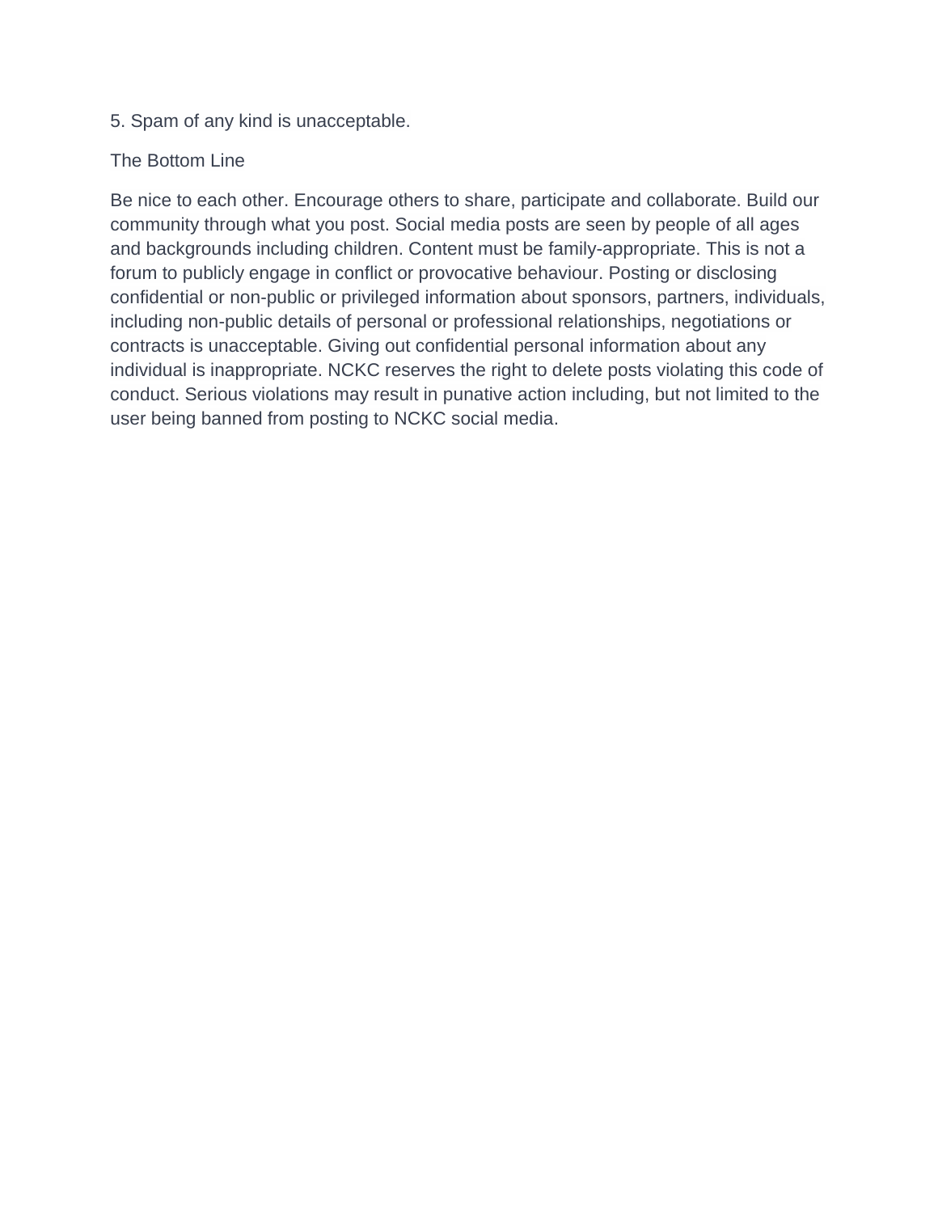5. Spam of any kind is unacceptable.

The Bottom Line

Be nice to each other. Encourage others to share, participate and collaborate. Build our community through what you post. Social media posts are seen by people of all ages and backgrounds including children. Content must be family-appropriate. This is not a forum to publicly engage in conflict or provocative behaviour. Posting or disclosing confidential or non-public or privileged information about sponsors, partners, individuals, including non-public details of personal or professional relationships, negotiations or contracts is unacceptable. Giving out confidential personal information about any individual is inappropriate. NCKC reserves the right to delete posts violating this code of conduct. Serious violations may result in punative action including, but not limited to the user being banned from posting to NCKC social media.